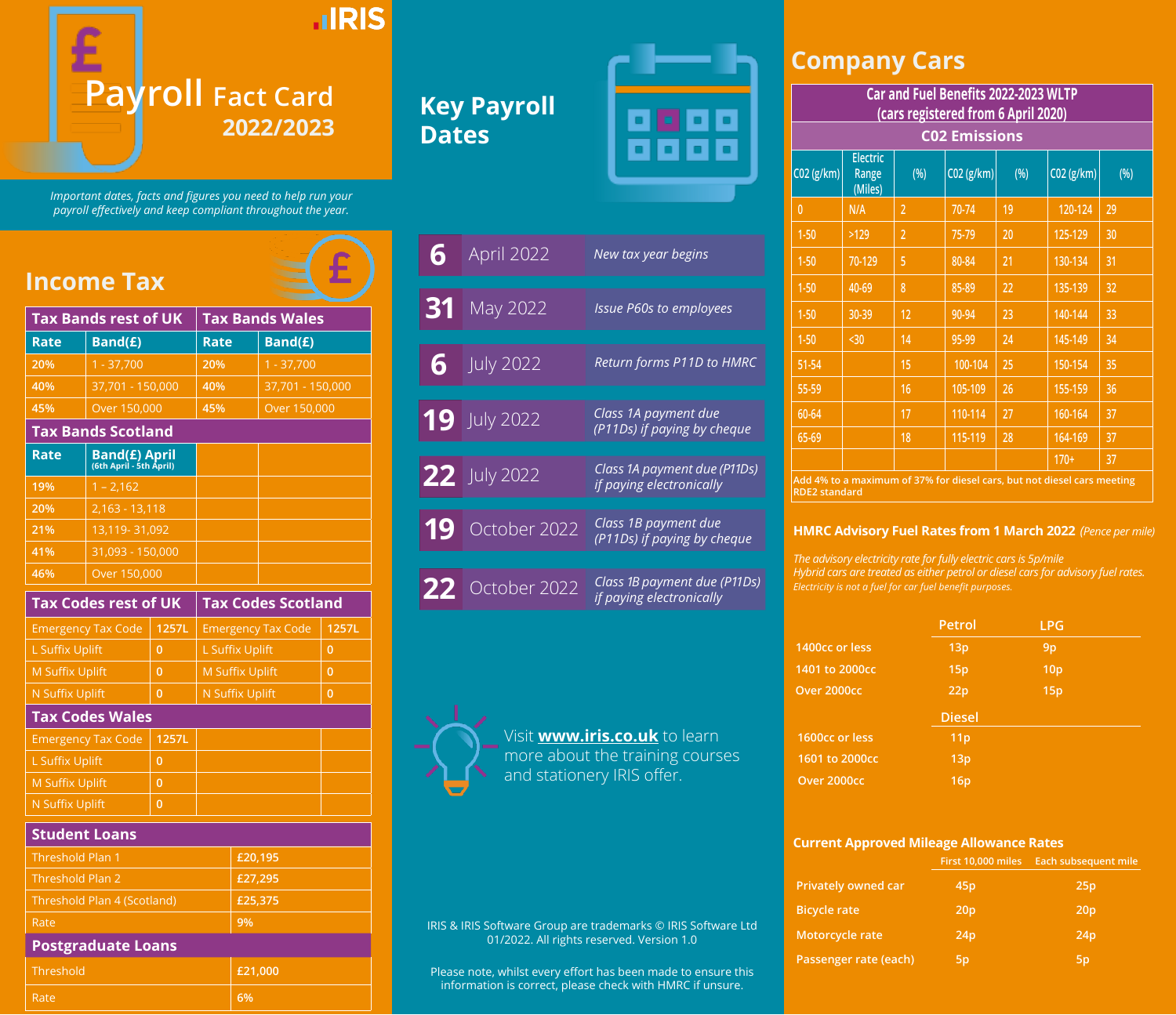# Payroll Fact Card 2022/2023

*Important dates, facts and figures you need to help run your payroll effectively and keep compliant throughout the year.*

## Income Tax

| Tax Bands rest of UK | | Tax Bands Wales | |
|---|---|---|---|
| **Rate** | **Band(£)** | **Rate** | **Band(£)** |
| 20% | 1 - 37,700 | 20% | 1 - 37,700 |
| 40% | 37,701 - 150,000 | 40% | 37,701 - 150,000 |
| 45% | Over 150,000 | 45% | Over 150,000 |

| Tax Bands Scotland | |
|---|---|
| **Rate** | **Band(£) April** (6th April - 5th April) |
| 19% | 1 – 2,162 |
| 20% | 2,163 - 13,118 |
| 21% | 13,119- 31,092 |
| 41% | 31,093 - 150,000 |
| 46% | Over 150,000 |

| Tax Codes rest of UK | | Tax Codes Scotland | |
|---|---|---|---|
| Emergency Tax Code | 1257L | Emergency Tax Code | 1257L |
| L Suffix Uplift | 0 | L Suffix Uplift | 0 |
| M Suffix Uplift | 0 | M Suffix Uplift | 0 |
| N Suffix Uplift | 0 | N Suffix Uplift | 0 |

| Tax Codes Wales | |
|---|---|
| Emergency Tax Code | 1257L |
| L Suffix Uplift | 0 |
| M Suffix Uplift | 0 |
| N Suffix Uplift | 0 |

| Student Loans | |
|---|---|
| Threshold Plan 1 | £20,195 |
| Threshold Plan 2 | £27,295 |
| Threshold Plan 4 (Scotland) | £25,375 |
| Rate | 9% |

| Postgraduate Loans | |
|---|---|
| Threshold | £21,000 |
| Rate | 6% |

## Key Payroll Dates

| Date | Event |
|---|---|
| 6 April 2022 | *New tax year begins* |
| 31 May 2022 | *Issue P60s to employees* |
| 6 July 2022 | *Return forms P11D to HMRC* |
| 19 July 2022 | *Class 1A payment due (P11Ds) if paying by cheque* |
| 22 July 2022 | *Class 1A payment due (P11Ds) if paying electronically* |
| 19 October 2022 | *Class 1B payment due (P11Ds) if paying by cheque* |
| 22 October 2022 | *Class 1B payment due (P11Ds) if paying electronically* |

Visit **www.iris.co.uk** to learn more about the training courses and stationery IRIS offer.

IRIS & IRIS Software Group are trademarks © IRIS Software Ltd 01/2022. All rights reserved. Version 1.0

Please note, whilst every effort has been made to ensure this information is correct, please check with HMRC if unsure.

## Company Cars

**Car and Fuel Benefits 2022-2023 WLTP (cars registered from 6 April 2020)**

**C02 Emissions**

| C02 (g/km) | Electric Range (Miles) | (%) | C02 (g/km) | (%) | C02 (g/km) | (%) |
|---|---|---|---|---|---|---|
| 0 | N/A | 2 | 70-74 | 19 | 120-124 | 29 |
| 1-50 | >129 | 2 | 75-79 | 20 | 125-129 | 30 |
| 1-50 | 70-129 | 5 | 80-84 | 21 | 130-134 | 31 |
| 1-50 | 40-69 | 8 | 85-89 | 22 | 135-139 | 32 |
| 1-50 | 30-39 | 12 | 90-94 | 23 | 140-144 | 33 |
| 1-50 | <30 | 14 | 95-99 | 24 | 145-149 | 34 |
| 51-54 | | 15 | 100-104 | 25 | 150-154 | 35 |
| 55-59 | | 16 | 105-109 | 26 | 155-159 | 36 |
| 60-64 | | 17 | 110-114 | 27 | 160-164 | 37 |
| 65-69 | | 18 | 115-119 | 28 | 164-169 | 37 |
| | | | | | 170+ | 37 |

Add 4% to a maximum of 37% for diesel cars, but not diesel cars meeting RDE2 standard

### HMRC Advisory Fuel Rates from 1 March 2022 *(Pence per mile)*

*The advisory electricity rate for fully electric cars is 5p/mile*
*Hybrid cars are treated as either petrol or diesel cars for advisory fuel rates.*
*Electricity is not a fuel for car fuel benefit purposes.*

| | Petrol | LPG |
|---|---|---|
| 1400cc or less | 13p | 9p |
| 1401 to 2000cc | 15p | 10p |
| Over 2000cc | 22p | 15p |

| | Diesel |
|---|---|
| 1600cc or less | 11p |
| 1601 to 2000cc | 13p |
| Over 2000cc | 16p |

### Current Approved Mileage Allowance Rates

| | First 10,000 miles | Each subsequent mile |
|---|---|---|
| Privately owned car | 45p | 25p |
| Bicycle rate | 20p | 20p |
| Motorcycle rate | 24p | 24p |
| Passenger rate (each) | 5p | 5p |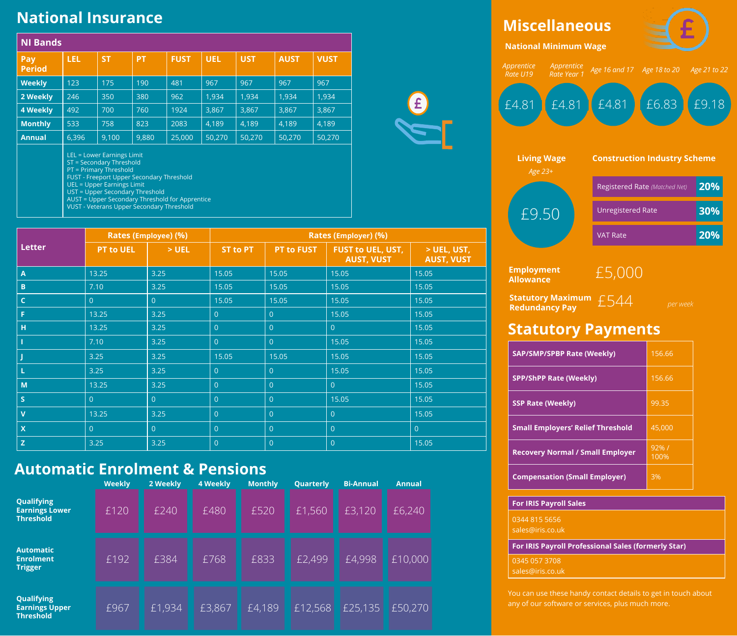# National Insurance

| NI Bands | | | | | | | | |
|---|---|---|---|---|---|---|---|---|
| **Pay Period** | **LEL** | **ST** | **PT** | **FUST** | **UEL** | **UST** | **AUST** | **VUST** |
| **Weekly** | 123 | 175 | 190 | 481 | 967 | 967 | 967 | 967 |
| **2 Weekly** | 246 | 350 | 380 | 962 | 1,934 | 1,934 | 1,934 | 1,934 |
| **4 Weekly** | 492 | 700 | 760 | 1924 | 3,867 | 3,867 | 3,867 | 3,867 |
| **Monthly** | 533 | 758 | 823 | 2083 | 4,189 | 4,189 | 4,189 | 4,189 |
| **Annual** | 6,396 | 9,100 | 9,880 | 25,000 | 50,270 | 50,270 | 50,270 | 50,270 |

LEL = Lower Earnings Limit
ST = Secondary Threshold
PT = Primary Threshold
FUST - Freeport Upper Secondary Threshold
UEL = Upper Earnings Limit
UST = Upper Secondary Threshold
AUST = Upper Secondary Threshold for Apprentice
VUST - Veterans Upper Secondary Threshold

| Letter | Rates (Employee) (%) | | Rates (Employer) (%) | | | |
|---|---|---|---|---|---|---|
| | **PT to UEL** | **> UEL** | **ST to PT** | **PT to FUST** | **FUST to UEL, UST, AUST, VUST** | **> UEL, UST, AUST, VUST** |
| **A** | 13.25 | 3.25 | 15.05 | 15.05 | 15.05 | 15.05 |
| **B** | 7.10 | 3.25 | 15.05 | 15.05 | 15.05 | 15.05 |
| **C** | 0 | 0 | 15.05 | 15.05 | 15.05 | 15.05 |
| **F** | 13.25 | 3.25 | 0 | 0 | 15.05 | 15.05 |
| **H** | 13.25 | 3.25 | 0 | 0 | 0 | 15.05 |
| **I** | 7.10 | 3.25 | 0 | 0 | 15.05 | 15.05 |
| **J** | 3.25 | 3.25 | 15.05 | 15.05 | 15.05 | 15.05 |
| **L** | 3.25 | 3.25 | 0 | 0 | 15.05 | 15.05 |
| **M** | 13.25 | 3.25 | 0 | 0 | 0 | 15.05 |
| **S** | 0 | 0 | 0 | 0 | 15.05 | 15.05 |
| **V** | 13.25 | 3.25 | 0 | 0 | 0 | 15.05 |
| **X** | 0 | 0 | 0 | 0 | 0 | 0 |
| **Z** | 3.25 | 3.25 | 0 | 0 | 0 | 15.05 |

# Automatic Enrolment & Pensions

| | Weekly | 2 Weekly | 4 Weekly | Monthly | Quarterly | Bi-Annual | Annual |
|---|---|---|---|---|---|---|---|
| **Qualifying Earnings Lower Threshold** | £120 | £240 | £480 | £520 | £1,560 | £3,120 | £6,240 |
| **Automatic Enrolment Trigger** | £192 | £384 | £768 | £833 | £2,499 | £4,998 | £10,000 |
| **Qualifying Earnings Upper Threshold** | £967 | £1,934 | £3,867 | £4,189 | £12,568 | £25,135 | £50,270 |

# Miscellaneous

## National Minimum Wage

| *Apprentice Rate U19* | *Apprentice Rate Year 1* | *Age 16 and 17* | *Age 18 to 20* | *Age 21 to 22* |
|---|---|---|---|---|
| £4.81 | £4.81 | £4.81 | £6.83 | £9.18 |

## Living Wage

*Age 23+*

£9.50

## Construction Industry Scheme

| | |
|---|---|
| Registered Rate *(Matched Net)* | 20% |
| Unregistered Rate | 30% |
| VAT Rate | 20% |

**Employment Allowance** £5,000

**Statutory Maximum Redundancy Pay** £544 *per week*

# Statutory Payments

| | |
|---|---|
| **SAP/SMP/SPBP Rate (Weekly)** | 156.66 |
| **SPP/ShPP Rate (Weekly)** | 156.66 |
| **SSP Rate (Weekly)** | 99.35 |
| **Small Employers' Relief Threshold** | 45,000 |
| **Recovery Normal / Small Employer** | 92% / 100% |
| **Compensation (Small Employer)** | 3% |

**For IRIS Payroll Sales**

0344 815 5656
sales@iris.co.uk

**For IRIS Payroll Professional Sales (formerly Star)**

0345 057 3708
sales@iris.co.uk

You can use these handy contact details to get in touch about any of our software or services, plus much more.